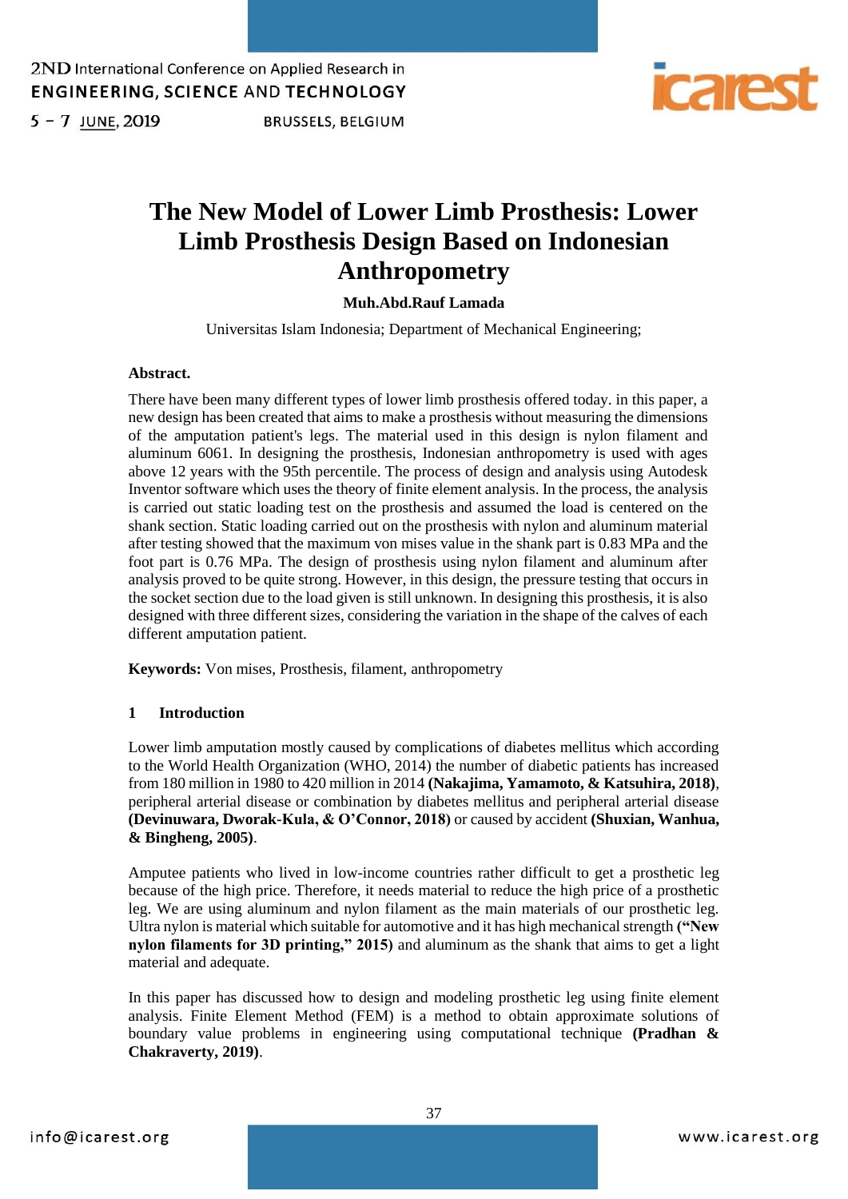# The New Model of Lower Limb Prosthesis: Lower Limb Prosthesis Design Based on Indonesian Anthropometry

**Muh.Abd.Rauf Lamada**

Universitas Islam Indonesia; Department of Mechanical Engineering;

**Abstract.**

There have been many different types of lower limb prosthesis offered today. in this paper, a new design has been created that aims to make a prosthesis without measuring the dimensions of the amputation patient's legs. The material used in this design is nylon filament and aluminum 6061. In designing the prosthesis, Indonesian anthropometry is used with ages above 12 years with the 95th percentile. The process of design and analysis using Autodesk Inventor software which uses the theory of finite element analysis. In the process, the analysis is carried out static loading test on the prosthesis and assumed the load is centered on the shank section. Static loading carried out on the prosthesis with nylon and aluminum material after testing showed that the maximum von mises value in the shank part is 0.83 MPa and the foot part is 0.76 MPa. The design of prosthesis using nylon filament and aluminum after analysis proved to be quite strong. However, in this design, the pressure testing that occurs in the socket section due to the load given is still unknown. In designing this prosthesis, it is also designed with three different sizes, considering the variation in the shape of the calves of each different amputation patient.

**Keywords:** Von mises, Prosthesis, filament, anthropometry

## 1 Introduction

Lower limb amputation mostly caused by complications of diabetes mellitus which according to the World Health Organization (WHO, 2014) the number of diabetic patients has increased from 180 million in 1980 to 420 million in 2014 **(Nakajima, Yamamoto, & Katsuhira, 2018)**, peripheral arterial disease or combination by diabetes mellitus and peripheral arterial disease **(Devinuwara, Dworak-Kula, & O'Connor, 2018)** or caused by accident **(Shuxian, Wanhua, & Bingheng, 2005)**.

Amputee patients who lived in low-income countries rather difficult to get a prosthetic leg because of the high price. Therefore, it needs material to reduce the high price of a prosthetic leg. We are using aluminum and nylon filament as the main materials of our prosthetic leg. Ultra nylon is material which suitable for automotive and it has high mechanical strength **("New nylon filaments for 3D printing," 2015)** and aluminum as the shank that aims to get a light material and adequate.

In this paper has discussed how to design and modeling prosthetic leg using finite element analysis. Finite Element Method (FEM) is a method to obtain approximate solutions of boundary value problems in engineering using computational technique **(Pradhan & Chakraverty, 2019)**.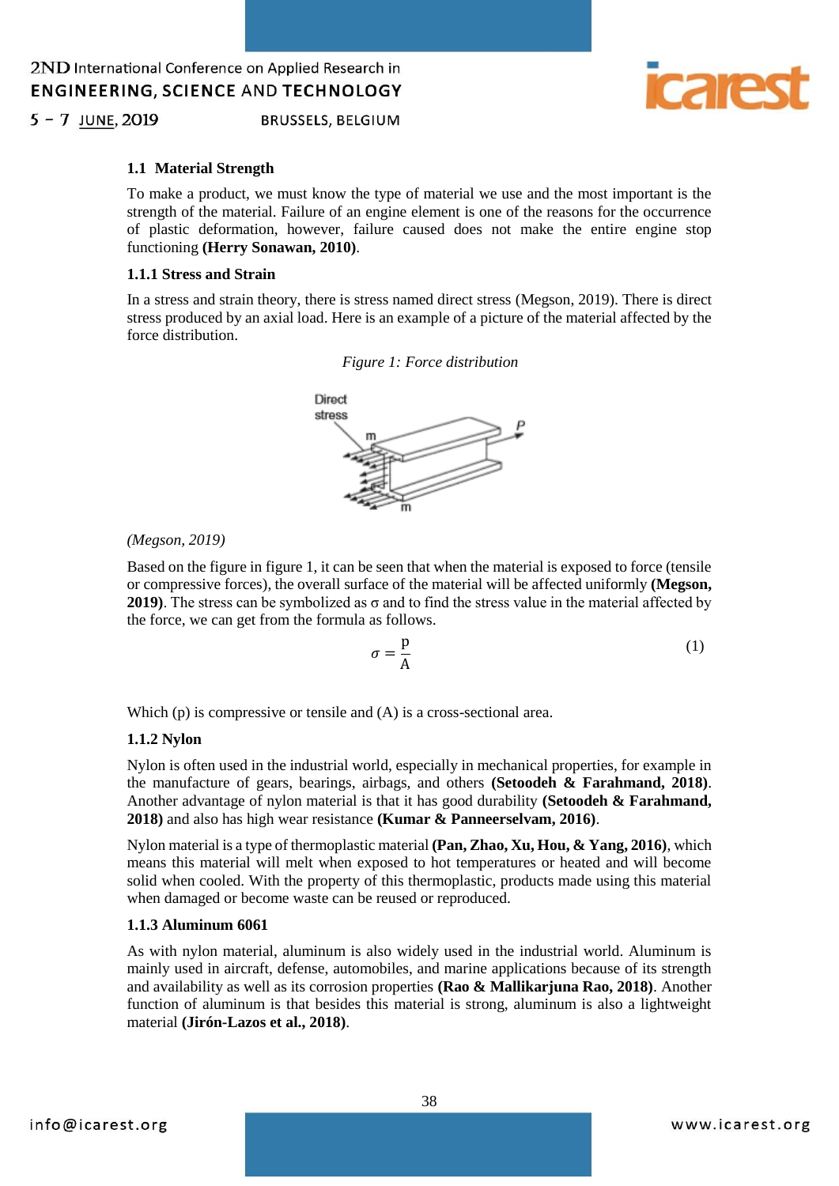## 1.1 Material Strength

To make a product, we must know the type of material we use and the most important is the strength of the material. Failure of an engine element is one of the reasons for the occurrence of plastic deformation, however, failure caused does not make the entire engine stop functioning **(Herry Sonawan, 2010)**.

### 1.1.1 Stress and Strain

In a stress and strain theory, there is stress named direct stress (Megson, 2019). There is direct stress produced by an axial load. Here is an example of a picture of the material affected by the force distribution.

*Figure 1: Force distribution*

*(Megson, 2019)*

Based on the figure in figure 1, it can be seen that when the material is exposed to force (tensile or compressive forces), the overall surface of the material will be affected uniformly **(Megson, 2019)**. The stress can be symbolized as σ and to find the stress value in the material affected by the force, we can get from the formula as follows.

$$\sigma = \frac{\mathrm{p}}{\mathrm{A}} \tag{1}$$

Which (p) is compressive or tensile and (A) is a cross-sectional area.

### 1.1.2 Nylon

Nylon is often used in the industrial world, especially in mechanical properties, for example in the manufacture of gears, bearings, airbags, and others **(Setoodeh & Farahmand, 2018)**. Another advantage of nylon material is that it has good durability **(Setoodeh & Farahmand, 2018)** and also has high wear resistance **(Kumar & Panneerselvam, 2016)**.

Nylon material is a type of thermoplastic material **(Pan, Zhao, Xu, Hou, & Yang, 2016)**, which means this material will melt when exposed to hot temperatures or heated and will become solid when cooled. With the property of this thermoplastic, products made using this material when damaged or become waste can be reused or reproduced.

### 1.1.3 Aluminum 6061

As with nylon material, aluminum is also widely used in the industrial world. Aluminum is mainly used in aircraft, defense, automobiles, and marine applications because of its strength and availability as well as its corrosion properties **(Rao & Mallikarjuna Rao, 2018)**. Another function of aluminum is that besides this material is strong, aluminum is also a lightweight material **(Jirón-Lazos et al., 2018)**.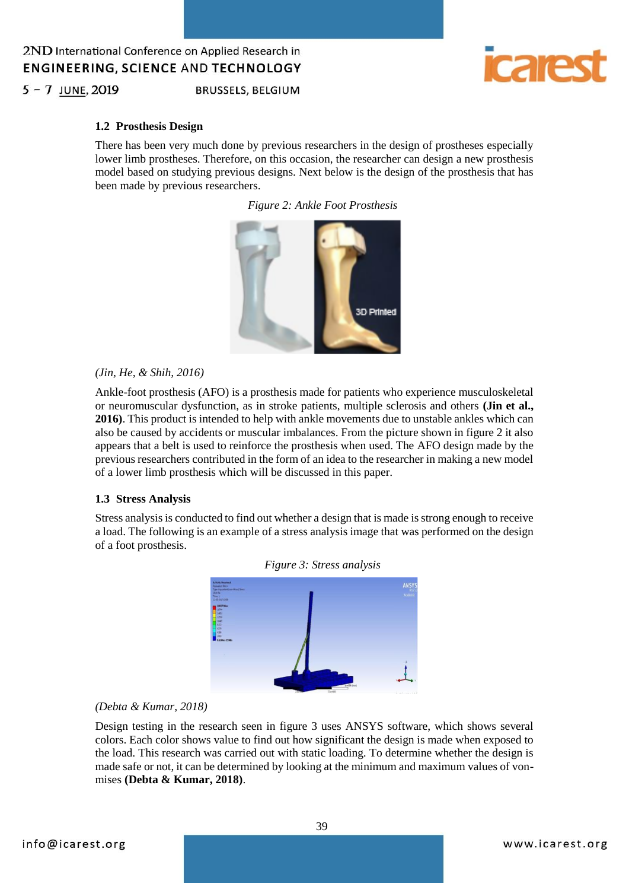### 1.2 Prosthesis Design

There has been very much done by previous researchers in the design of prostheses especially lower limb prostheses. Therefore, on this occasion, the researcher can design a new prosthesis model based on studying previous designs. Next below is the design of the prosthesis that has been made by previous researchers.

*Figure 2: Ankle Foot Prosthesis*

*(Jin, He, & Shih, 2016)*

Ankle-foot prosthesis (AFO) is a prosthesis made for patients who experience musculoskeletal or neuromuscular dysfunction, as in stroke patients, multiple sclerosis and others **(Jin et al., 2016)**. This product is intended to help with ankle movements due to unstable ankles which can also be caused by accidents or muscular imbalances. From the picture shown in figure 2 it also appears that a belt is used to reinforce the prosthesis when used. The AFO design made by the previous researchers contributed in the form of an idea to the researcher in making a new model of a lower limb prosthesis which will be discussed in this paper.

### 1.3 Stress Analysis

Stress analysis is conducted to find out whether a design that is made is strong enough to receive a load. The following is an example of a stress analysis image that was performed on the design of a foot prosthesis.

*Figure 3: Stress analysis*

*(Debta & Kumar, 2018)*

Design testing in the research seen in figure 3 uses ANSYS software, which shows several colors. Each color shows value to find out how significant the design is made when exposed to the load. This research was carried out with static loading. To determine whether the design is made safe or not, it can be determined by looking at the minimum and maximum values of von-mises **(Debta & Kumar, 2018)**.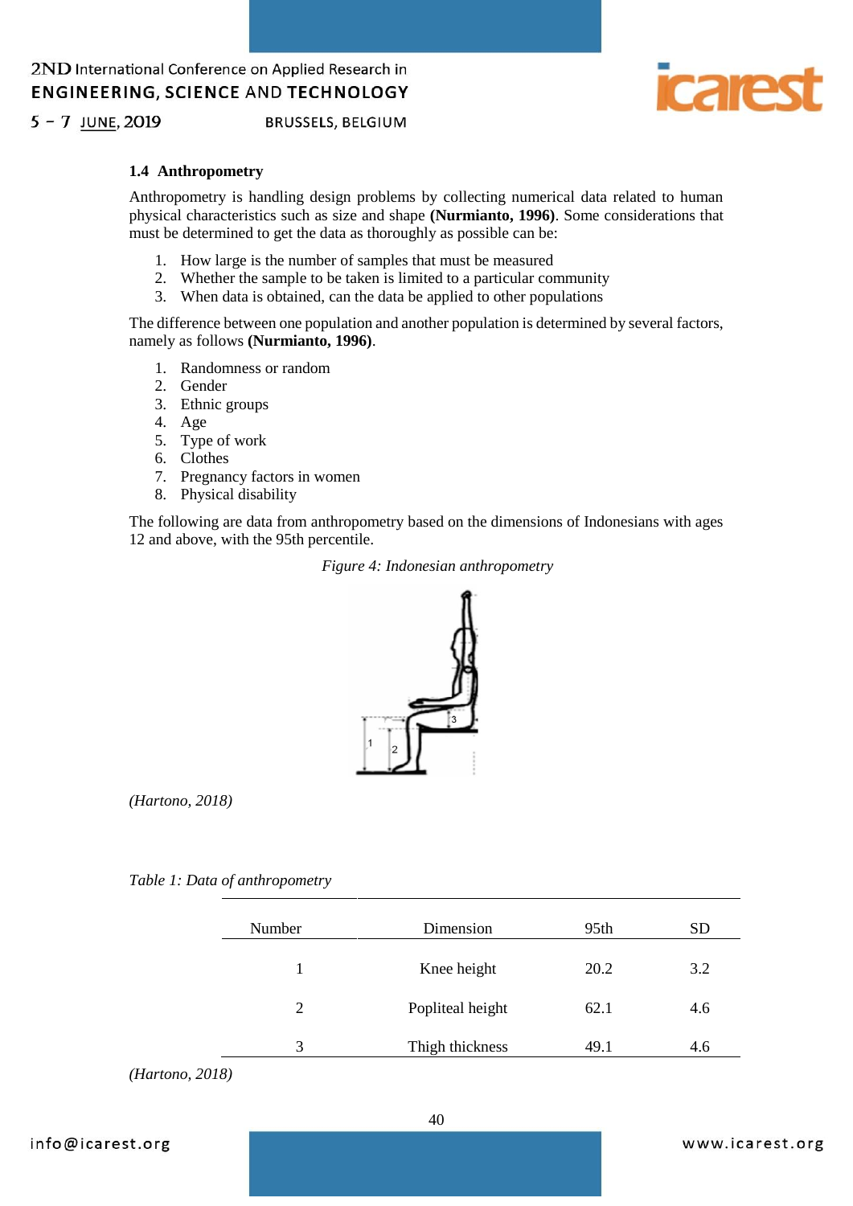### 1.4 Anthropometry

Anthropometry is handling design problems by collecting numerical data related to human physical characteristics such as size and shape **(Nurmianto, 1996)**. Some considerations that must be determined to get the data as thoroughly as possible can be:

1. How large is the number of samples that must be measured
2. Whether the sample to be taken is limited to a particular community
3. When data is obtained, can the data be applied to other populations

The difference between one population and another population is determined by several factors, namely as follows **(Nurmianto, 1996)**.

1. Randomness or random
2. Gender
3. Ethnic groups
4. Age
5. Type of work
6. Clothes
7. Pregnancy factors in women
8. Physical disability

The following are data from anthropometry based on the dimensions of Indonesians with ages 12 and above, with the 95th percentile.

*Figure 4: Indonesian anthropometry*

*(Hartono, 2018)*

*Table 1: Data of anthropometry*

| Number | Dimension | 95th | SD |
|---|---|---|---|
| 1 | Knee height | 20.2 | 3.2 |
| 2 | Popliteal height | 62.1 | 4.6 |
| 3 | Thigh thickness | 49.1 | 4.6 |

*(Hartono, 2018)*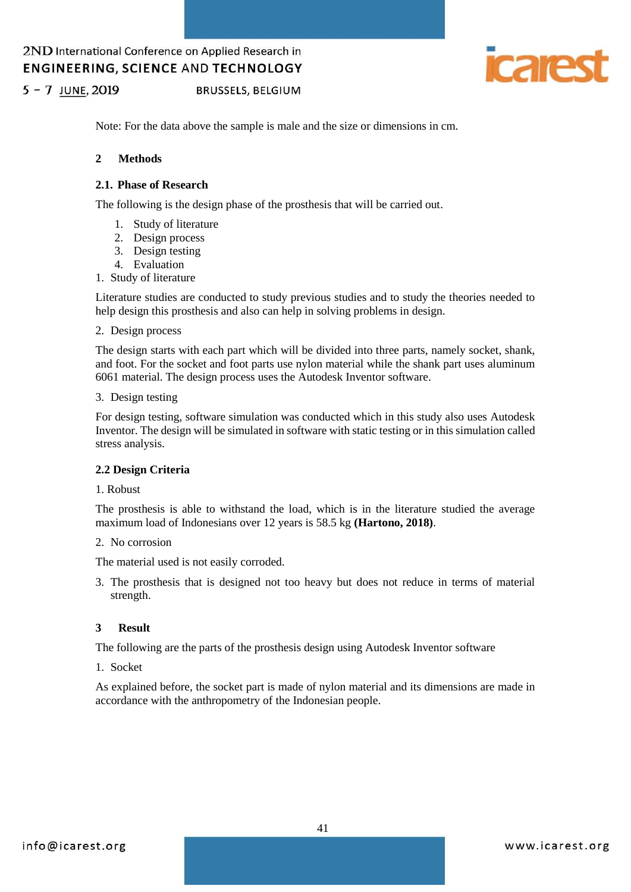Note: For the data above the sample is male and the size or dimensions in cm.

## 2 Methods

### 2.1. Phase of Research

The following is the design phase of the prosthesis that will be carried out.

1. Study of literature
2. Design process
3. Design testing
4. Evaluation

1. Study of literature

Literature studies are conducted to study previous studies and to study the theories needed to help design this prosthesis and also can help in solving problems in design.

2. Design process

The design starts with each part which will be divided into three parts, namely socket, shank, and foot. For the socket and foot parts use nylon material while the shank part uses aluminum 6061 material. The design process uses the Autodesk Inventor software.

3. Design testing

For design testing, software simulation was conducted which in this study also uses Autodesk Inventor. The design will be simulated in software with static testing or in this simulation called stress analysis.

### 2.2 Design Criteria

1. Robust

The prosthesis is able to withstand the load, which is in the literature studied the average maximum load of Indonesians over 12 years is 58.5 kg **(Hartono, 2018)**.

2. No corrosion

The material used is not easily corroded.

3. The prosthesis that is designed not too heavy but does not reduce in terms of material strength.

## 3 Result

The following are the parts of the prosthesis design using Autodesk Inventor software

1. Socket

As explained before, the socket part is made of nylon material and its dimensions are made in accordance with the anthropometry of the Indonesian people.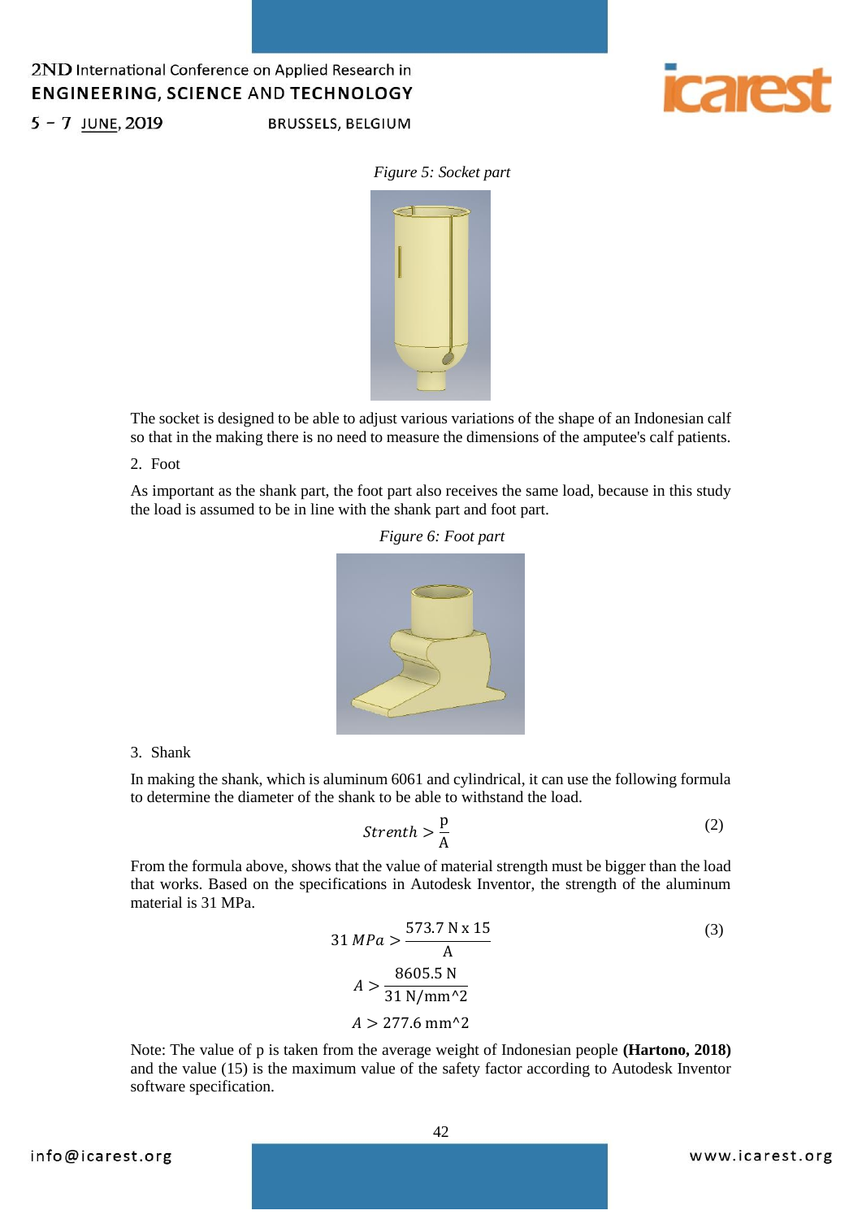*Figure 5: Socket part*

The socket is designed to be able to adjust various variations of the shape of an Indonesian calf so that in the making there is no need to measure the dimensions of the amputee's calf patients.

2. Foot

As important as the shank part, the foot part also receives the same load, because in this study the load is assumed to be in line with the shank part and foot part.

*Figure 6: Foot part*

3. Shank

In making the shank, which is aluminum 6061 and cylindrical, it can use the following formula to determine the diameter of the shank to be able to withstand the load.

$$Strenth > \frac{\mathrm{p}}{\mathrm{A}} \tag{2}$$

From the formula above, shows that the value of material strength must be bigger than the load that works. Based on the specifications in Autodesk Inventor, the strength of the aluminum material is 31 MPa.

$$31\ MPa > \frac{573.7\ \mathrm{N} \times 15}{\mathrm{A}} \tag{3}$$

$$A > \frac{8605.5\ \mathrm{N}}{31\ \mathrm{N/mm^2}}$$

$$A > 277.6\ \mathrm{mm^2}$$

Note: The value of p is taken from the average weight of Indonesian people **(Hartono, 2018)** and the value (15) is the maximum value of the safety factor according to Autodesk Inventor software specification.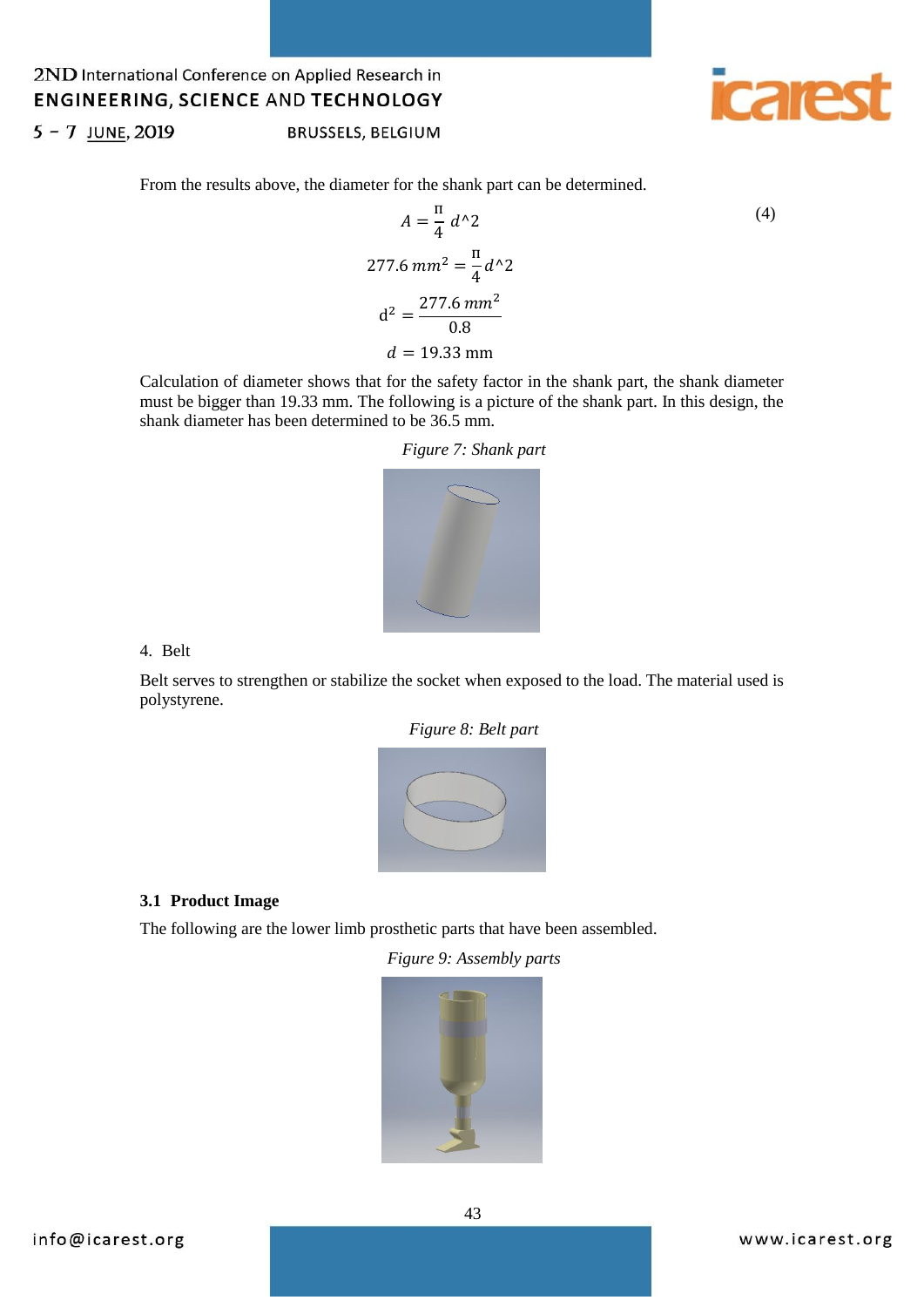From the results above, the diameter for the shank part can be determined.

$$A = \frac{\Pi}{4}\, d\text{^}2 \tag{4}$$

$$277.6\, mm^2 = \frac{\Pi}{4} d\text{^}2$$

$$\mathrm{d}^2 = \frac{277.6\, mm^2}{0.8}$$

$$d = 19.33 \text{ mm}$$

Calculation of diameter shows that for the safety factor in the shank part, the shank diameter must be bigger than 19.33 mm. The following is a picture of the shank part. In this design, the shank diameter has been determined to be 36.5 mm.

*Figure 7: Shank part*

4. Belt

Belt serves to strengthen or stabilize the socket when exposed to the load. The material used is polystyrene.

*Figure 8: Belt part*

### 3.1 Product Image

The following are the lower limb prosthetic parts that have been assembled.

*Figure 9: Assembly parts*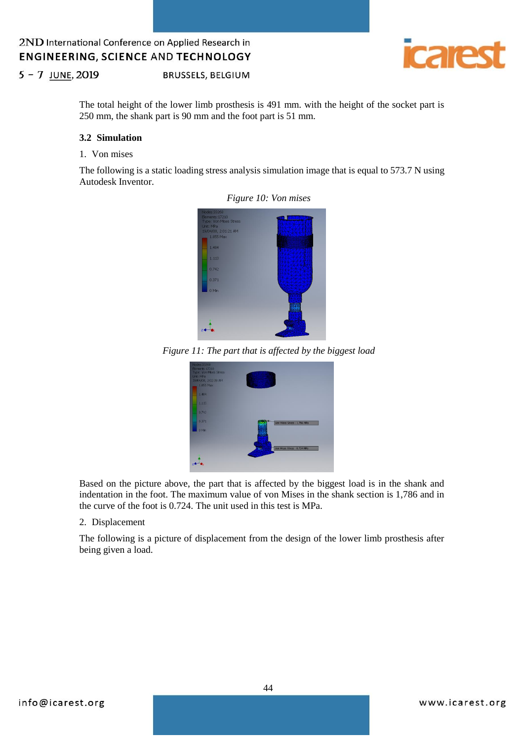The total height of the lower limb prosthesis is 491 mm. with the height of the socket part is 250 mm, the shank part is 90 mm and the foot part is 51 mm.

### 3.2 Simulation

1. Von mises

The following is a static loading stress analysis simulation image that is equal to 573.7 N using Autodesk Inventor.

*Figure 10: Von mises*

*Figure 11: The part that is affected by the biggest load*

Based on the picture above, the part that is affected by the biggest load is in the shank and indentation in the foot. The maximum value of von Mises in the shank section is 1,786 and in the curve of the foot is 0.724. The unit used in this test is MPa.

2. Displacement

The following is a picture of displacement from the design of the lower limb prosthesis after being given a load.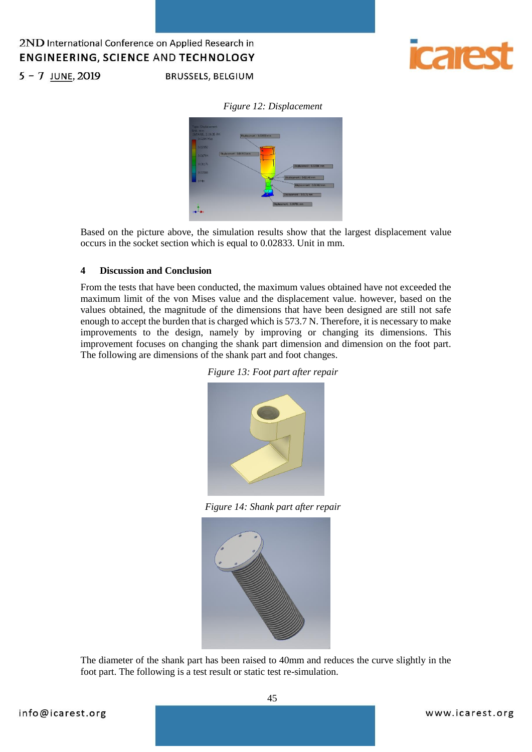*Figure 12: Displacement*

Based on the picture above, the simulation results show that the largest displacement value occurs in the socket section which is equal to 0.02833. Unit in mm.

## 4 Discussion and Conclusion

From the tests that have been conducted, the maximum values obtained have not exceeded the maximum limit of the von Mises value and the displacement value. however, based on the values obtained, the magnitude of the dimensions that have been designed are still not safe enough to accept the burden that is charged which is 573.7 N. Therefore, it is necessary to make improvements to the design, namely by improving or changing its dimensions. This improvement focuses on changing the shank part dimension and dimension on the foot part. The following are dimensions of the shank part and foot changes.

*Figure 13: Foot part after repair*

*Figure 14: Shank part after repair*

The diameter of the shank part has been raised to 40mm and reduces the curve slightly in the foot part. The following is a test result or static test re-simulation.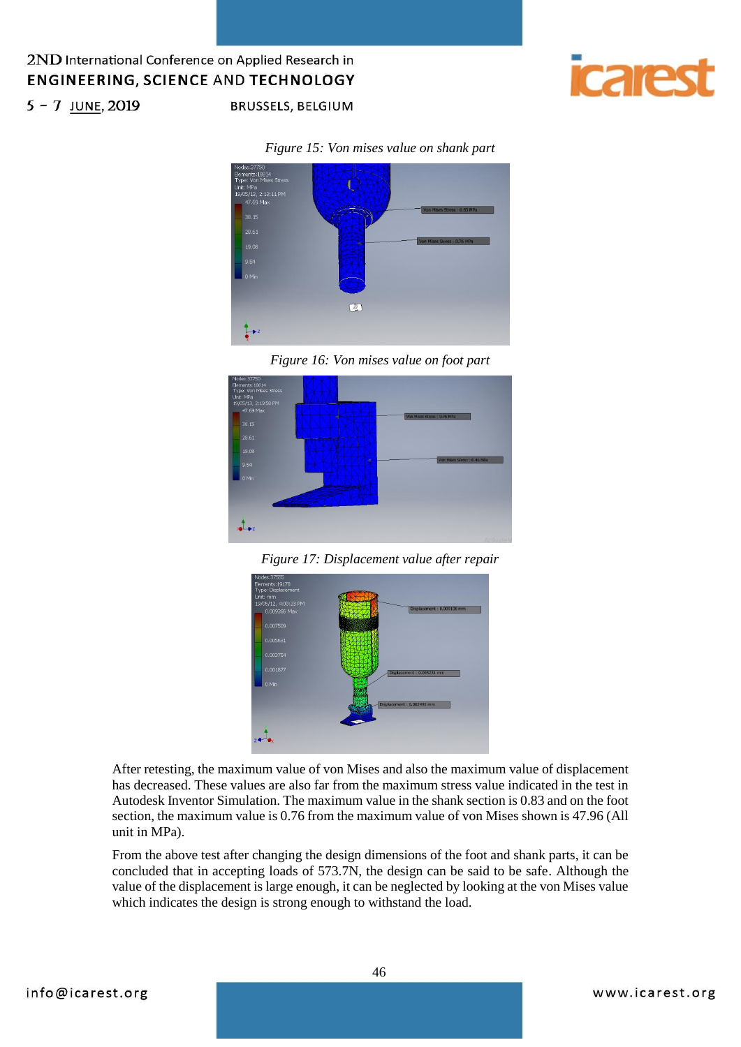*Figure 15: Von mises value on shank part*

*Figure 16: Von mises value on foot part*

*Figure 17: Displacement value after repair*

After retesting, the maximum value of von Mises and also the maximum value of displacement has decreased. These values are also far from the maximum stress value indicated in the test in Autodesk Inventor Simulation. The maximum value in the shank section is 0.83 and on the foot section, the maximum value is 0.76 from the maximum value of von Mises shown is 47.96 (All unit in MPa).

From the above test after changing the design dimensions of the foot and shank parts, it can be concluded that in accepting loads of 573.7N, the design can be said to be safe. Although the value of the displacement is large enough, it can be neglected by looking at the von Mises value which indicates the design is strong enough to withstand the load.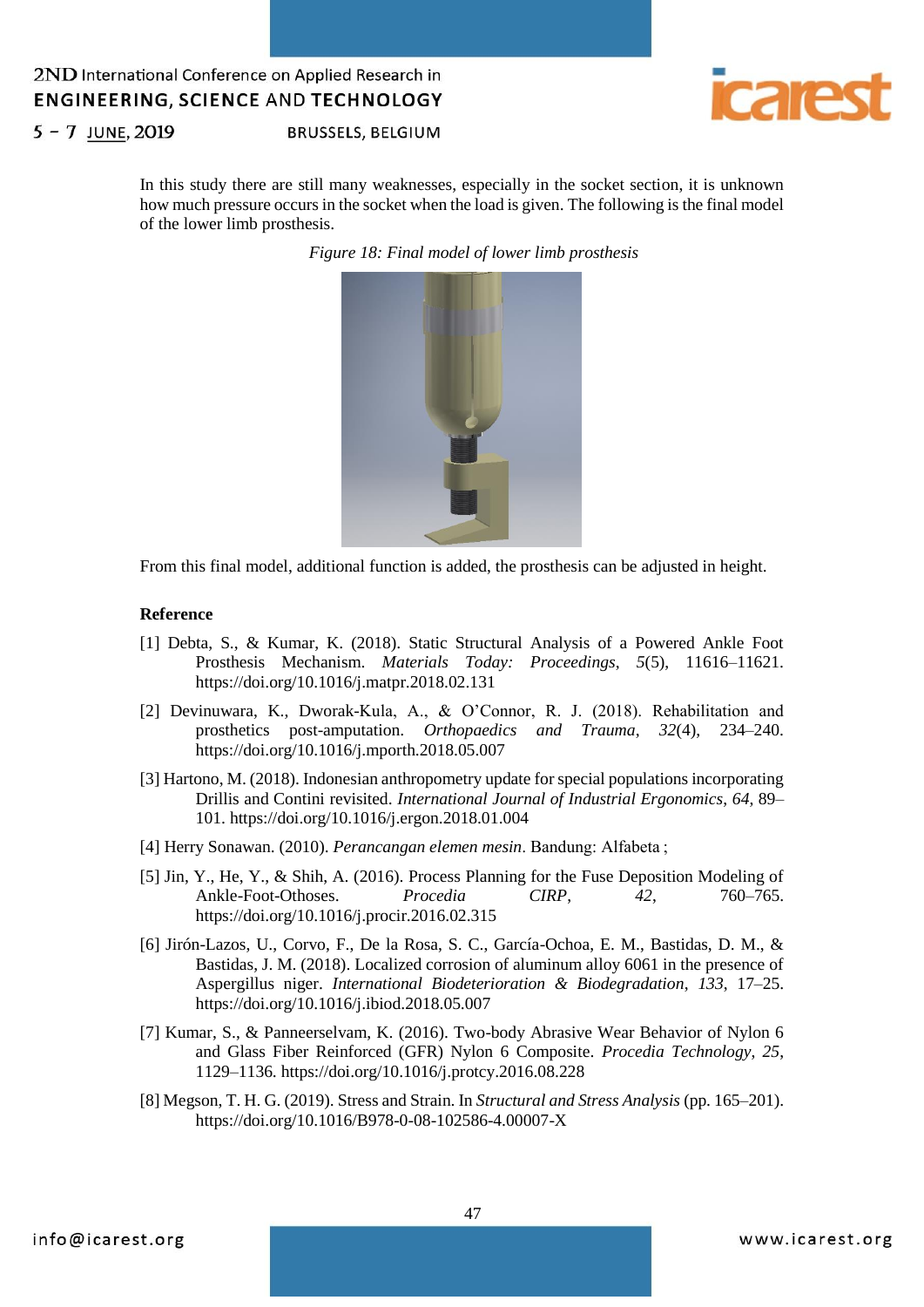In this study there are still many weaknesses, especially in the socket section, it is unknown how much pressure occurs in the socket when the load is given. The following is the final model of the lower limb prosthesis.

*Figure 18: Final model of lower limb prosthesis*

From this final model, additional function is added, the prosthesis can be adjusted in height.

**Reference**

[1] Debta, S., & Kumar, K. (2018). Static Structural Analysis of a Powered Ankle Foot Prosthesis Mechanism. *Materials Today: Proceedings*, *5*(5), 11616–11621. https://doi.org/10.1016/j.matpr.2018.02.131

[2] Devinuwara, K., Dworak-Kula, A., & O'Connor, R. J. (2018). Rehabilitation and prosthetics post-amputation. *Orthopaedics and Trauma*, *32*(4), 234–240. https://doi.org/10.1016/j.mporth.2018.05.007

[3] Hartono, M. (2018). Indonesian anthropometry update for special populations incorporating Drillis and Contini revisited. *International Journal of Industrial Ergonomics*, *64*, 89–101. https://doi.org/10.1016/j.ergon.2018.01.004

[4] Herry Sonawan. (2010). *Perancangan elemen mesin*. Bandung: Alfabeta ;

[5] Jin, Y., He, Y., & Shih, A. (2016). Process Planning for the Fuse Deposition Modeling of Ankle-Foot-Othoses. *Procedia CIRP*, *42*, 760–765. https://doi.org/10.1016/j.procir.2016.02.315

[6] Jirón-Lazos, U., Corvo, F., De la Rosa, S. C., García-Ochoa, E. M., Bastidas, D. M., & Bastidas, J. M. (2018). Localized corrosion of aluminum alloy 6061 in the presence of Aspergillus niger. *International Biodeterioration & Biodegradation*, *133*, 17–25. https://doi.org/10.1016/j.ibiod.2018.05.007

[7] Kumar, S., & Panneerselvam, K. (2016). Two-body Abrasive Wear Behavior of Nylon 6 and Glass Fiber Reinforced (GFR) Nylon 6 Composite. *Procedia Technology*, *25*, 1129–1136. https://doi.org/10.1016/j.protcy.2016.08.228

[8] Megson, T. H. G. (2019). Stress and Strain. In *Structural and Stress Analysis* (pp. 165–201). https://doi.org/10.1016/B978-0-08-102586-4.00007-X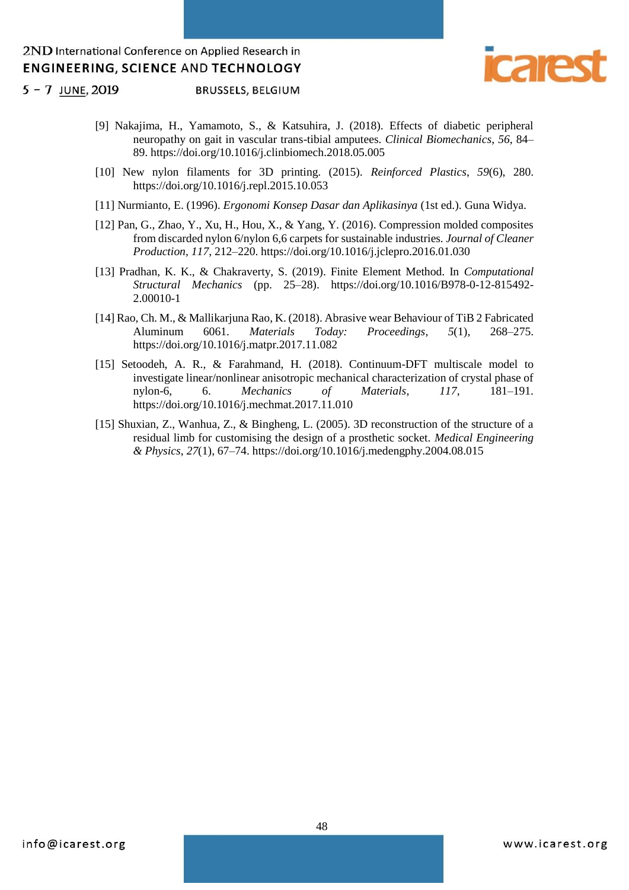[9] Nakajima, H., Yamamoto, S., & Katsuhira, J. (2018). Effects of diabetic peripheral neuropathy on gait in vascular trans-tibial amputees. *Clinical Biomechanics*, *56*, 84–89. https://doi.org/10.1016/j.clinbiomech.2018.05.005

[10] New nylon filaments for 3D printing. (2015). *Reinforced Plastics*, *59*(6), 280. https://doi.org/10.1016/j.repl.2015.10.053

[11] Nurmianto, E. (1996). *Ergonomi Konsep Dasar dan Aplikasinya* (1st ed.). Guna Widya.

[12] Pan, G., Zhao, Y., Xu, H., Hou, X., & Yang, Y. (2016). Compression molded composites from discarded nylon 6/nylon 6,6 carpets for sustainable industries. *Journal of Cleaner Production*, *117*, 212–220. https://doi.org/10.1016/j.jclepro.2016.01.030

[13] Pradhan, K. K., & Chakraverty, S. (2019). Finite Element Method. In *Computational Structural Mechanics* (pp. 25–28). https://doi.org/10.1016/B978-0-12-815492-2.00010-1

[14] Rao, Ch. M., & Mallikarjuna Rao, K. (2018). Abrasive wear Behaviour of TiB 2 Fabricated Aluminum 6061. *Materials Today: Proceedings*, *5*(1), 268–275. https://doi.org/10.1016/j.matpr.2017.11.082

[15] Setoodeh, A. R., & Farahmand, H. (2018). Continuum-DFT multiscale model to investigate linear/nonlinear anisotropic mechanical characterization of crystal phase of nylon-6, 6. *Mechanics of Materials*, *117*, 181–191. https://doi.org/10.1016/j.mechmat.2017.11.010

[15] Shuxian, Z., Wanhua, Z., & Bingheng, L. (2005). 3D reconstruction of the structure of a residual limb for customising the design of a prosthetic socket. *Medical Engineering & Physics*, *27*(1), 67–74. https://doi.org/10.1016/j.medengphy.2004.08.015